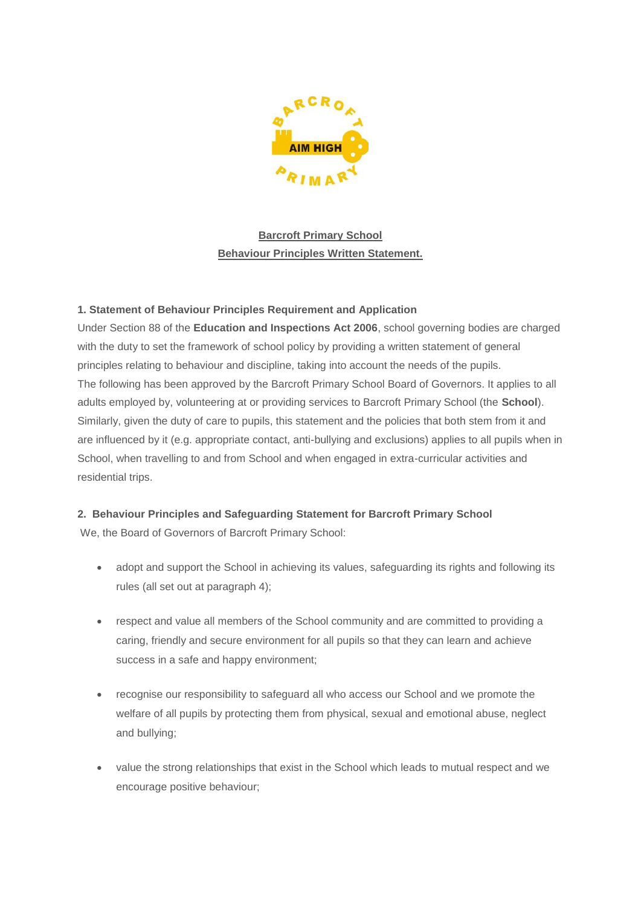# Barcroft Primary School

## Behaviour Principles Written Statement.

### 1. Statement of Behaviour Principles Requirement and Application

Under Section 88 of the **Education and Inspections Act 2006**, school governing bodies are charged with the duty to set the framework of school policy by providing a written statement of general principles relating to behaviour and discipline, taking into account the needs of the pupils.

The following has been approved by the Barcroft Primary School Board of Governors. It applies to all adults employed by, volunteering at or providing services to Barcroft Primary School (the **School**). Similarly, given the duty of care to pupils, this statement and the policies that both stem from it and are influenced by it (e.g. appropriate contact, anti-bullying and exclusions) applies to all pupils when in School, when travelling to and from School and when engaged in extra-curricular activities and residential trips.

### 2. Behaviour Principles and Safeguarding Statement for Barcroft Primary School

We, the Board of Governors of Barcroft Primary School:

- adopt and support the School in achieving its values, safeguarding its rights and following its rules (all set out at paragraph 4);
- respect and value all members of the School community and are committed to providing a caring, friendly and secure environment for all pupils so that they can learn and achieve success in a safe and happy environment;
- recognise our responsibility to safeguard all who access our School and we promote the welfare of all pupils by protecting them from physical, sexual and emotional abuse, neglect and bullying;
- value the strong relationships that exist in the School which leads to mutual respect and we encourage positive behaviour;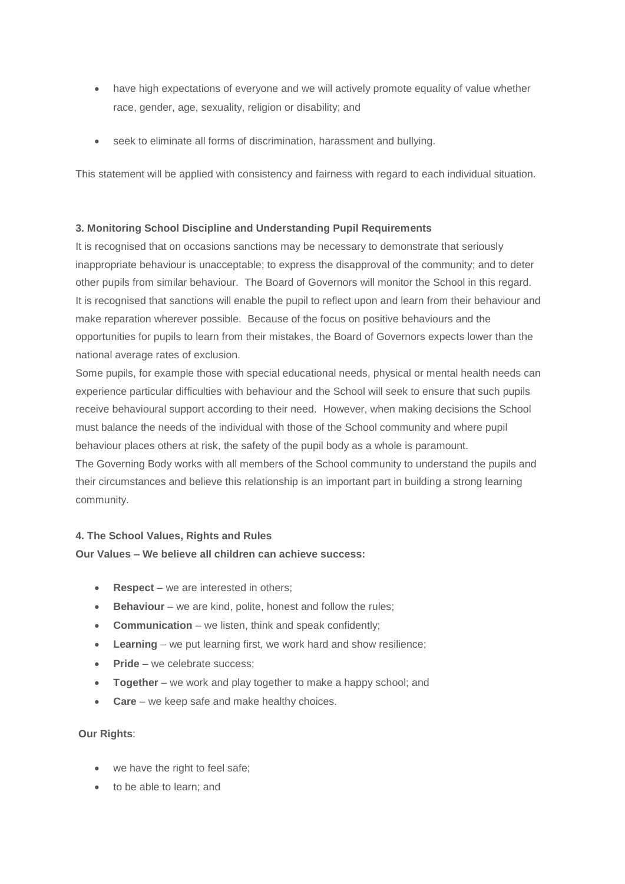- have high expectations of everyone and we will actively promote equality of value whether race, gender, age, sexuality, religion or disability; and

- seek to eliminate all forms of discrimination, harassment and bullying.

This statement will be applied with consistency and fairness with regard to each individual situation.

**3. Monitoring School Discipline and Understanding Pupil Requirements**

It is recognised that on occasions sanctions may be necessary to demonstrate that seriously inappropriate behaviour is unacceptable; to express the disapproval of the community; and to deter other pupils from similar behaviour. The Board of Governors will monitor the School in this regard. It is recognised that sanctions will enable the pupil to reflect upon and learn from their behaviour and make reparation wherever possible. Because of the focus on positive behaviours and the opportunities for pupils to learn from their mistakes, the Board of Governors expects lower than the national average rates of exclusion.

Some pupils, for example those with special educational needs, physical or mental health needs can experience particular difficulties with behaviour and the School will seek to ensure that such pupils receive behavioural support according to their need. However, when making decisions the School must balance the needs of the individual with those of the School community and where pupil behaviour places others at risk, the safety of the pupil body as a whole is paramount.

The Governing Body works with all members of the School community to understand the pupils and their circumstances and believe this relationship is an important part in building a strong learning community.

**4. The School Values, Rights and Rules**

**Our Values – We believe all children can achieve success:**

- **Respect** – we are interested in others;
- **Behaviour** – we are kind, polite, honest and follow the rules;
- **Communication** – we listen, think and speak confidently;
- **Learning** – we put learning first, we work hard and show resilience;
- **Pride** – we celebrate success;
- **Together** – we work and play together to make a happy school; and
- **Care** – we keep safe and make healthy choices.

**Our Rights**:

- we have the right to feel safe;
- to be able to learn; and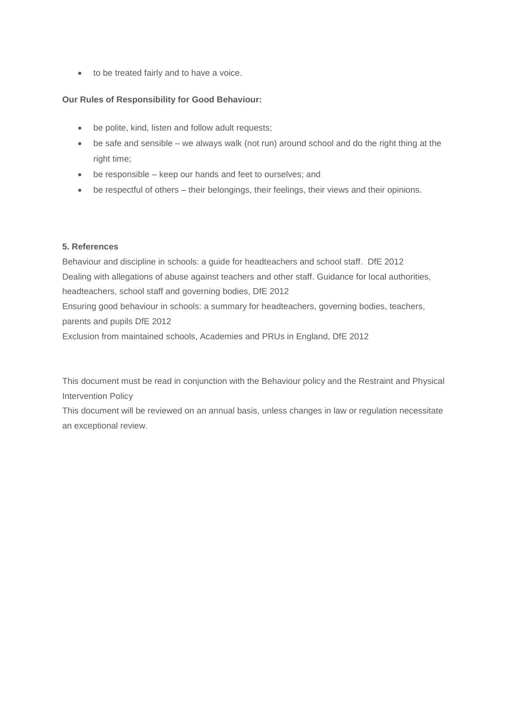- to be treated fairly and to have a voice.

**Our Rules of Responsibility for Good Behaviour:**

- be polite, kind, listen and follow adult requests;
- be safe and sensible – we always walk (not run) around school and do the right thing at the right time;
- be responsible – keep our hands and feet to ourselves; and
- be respectful of others – their belongings, their feelings, their views and their opinions.

**5. References**

Behaviour and discipline in schools: a guide for headteachers and school staff. DfE 2012
Dealing with allegations of abuse against teachers and other staff. Guidance for local authorities, headteachers, school staff and governing bodies, DfE 2012
Ensuring good behaviour in schools: a summary for headteachers, governing bodies, teachers, parents and pupils DfE 2012
Exclusion from maintained schools, Academies and PRUs in England, DfE 2012

This document must be read in conjunction with the Behaviour policy and the Restraint and Physical Intervention Policy
This document will be reviewed on an annual basis, unless changes in law or regulation necessitate an exceptional review.